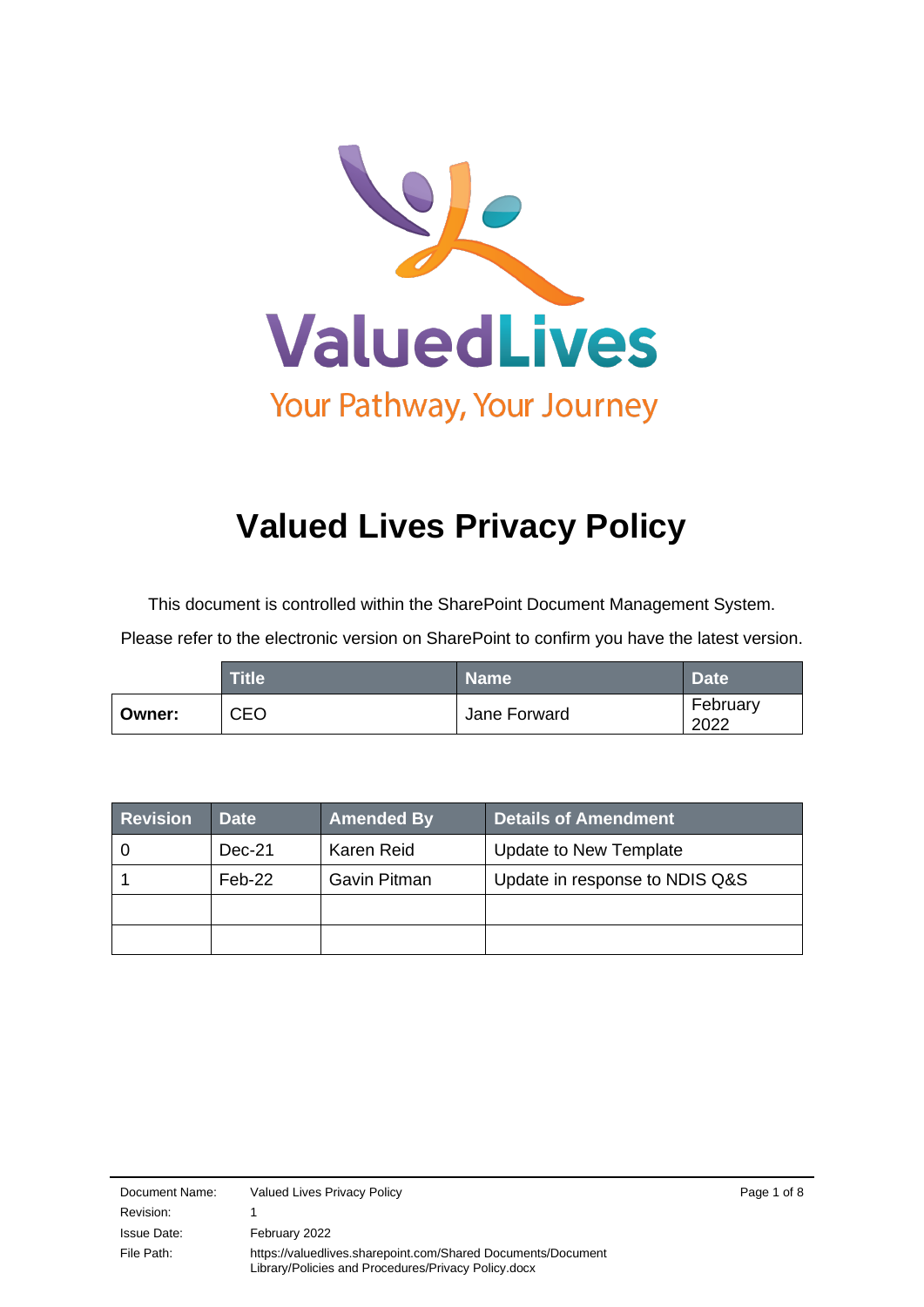ValuedLives

Your Pathway, Your Journey

# Valued Lives Privacy Policy

This document is controlled within the SharePoint Document Management System.

Please refer to the electronic version on SharePoint to confirm you have the latest version.

| | Title | Name | Date |
|---|---|---|---|
| **Owner:** | CEO | Jane Forward | February 2022 |

| Revision | Date | Amended By | Details of Amendment |
|---|---|---|---|
| 0 | Dec-21 | Karen Reid | Update to New Template |
| 1 | Feb-22 | Gavin Pitman | Update in response to NDIS Q&S |
| | | | |
| | | | |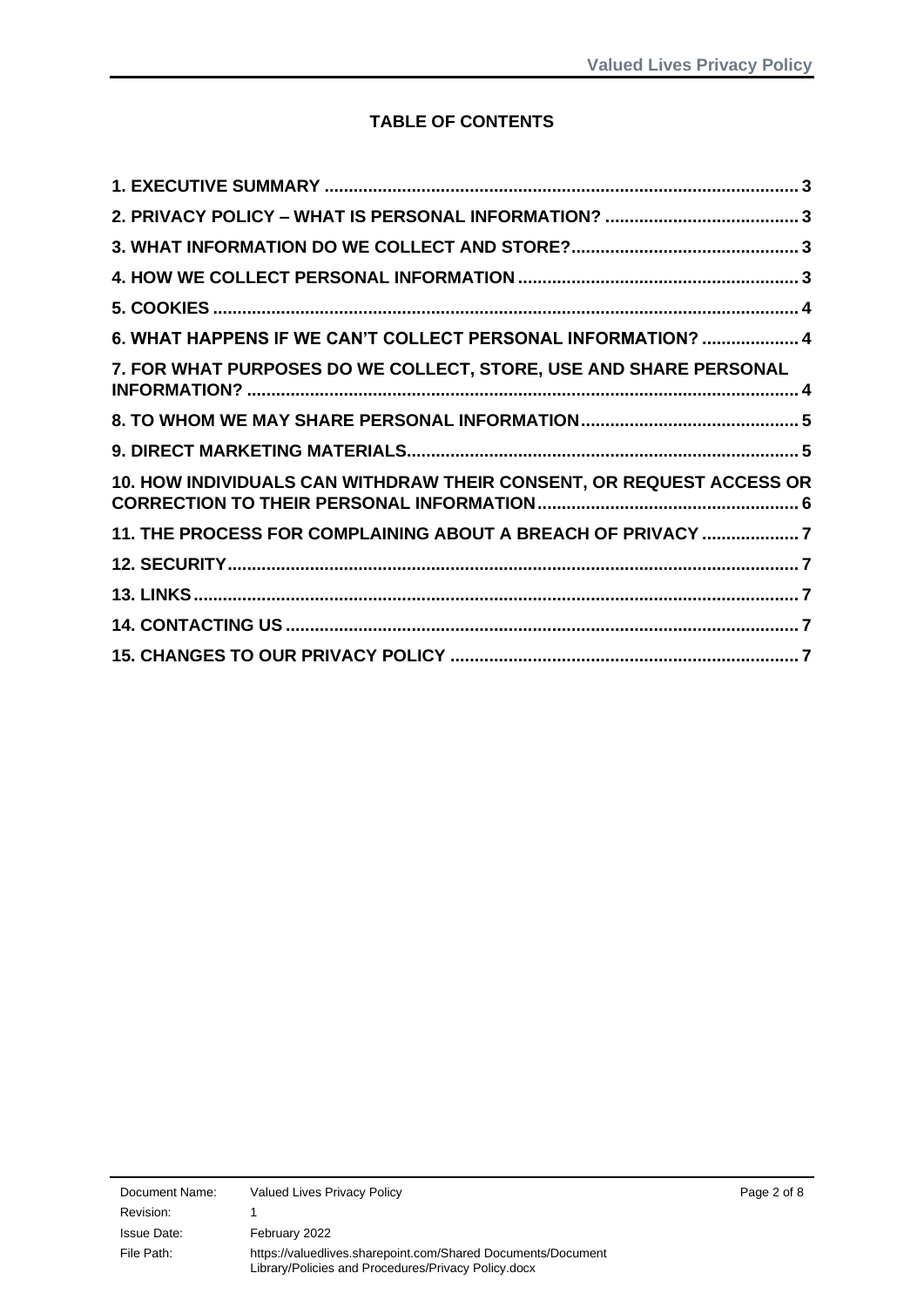**TABLE OF CONTENTS**

1. EXECUTIVE SUMMARY ..... 3
2. PRIVACY POLICY – WHAT IS PERSONAL INFORMATION? ..... 3
3. WHAT INFORMATION DO WE COLLECT AND STORE? ..... 3
4. HOW WE COLLECT PERSONAL INFORMATION ..... 3
5. COOKIES ..... 4
6. WHAT HAPPENS IF WE CAN'T COLLECT PERSONAL INFORMATION? ..... 4
7. FOR WHAT PURPOSES DO WE COLLECT, STORE, USE AND SHARE PERSONAL INFORMATION? ..... 4
8. TO WHOM WE MAY SHARE PERSONAL INFORMATION ..... 5
9. DIRECT MARKETING MATERIALS ..... 5
10. HOW INDIVIDUALS CAN WITHDRAW THEIR CONSENT, OR REQUEST ACCESS OR CORRECTION TO THEIR PERSONAL INFORMATION ..... 6
11. THE PROCESS FOR COMPLAINING ABOUT A BREACH OF PRIVACY ..... 7
12. SECURITY ..... 7
13. LINKS ..... 7
14. CONTACTING US ..... 7
15. CHANGES TO OUR PRIVACY POLICY ..... 7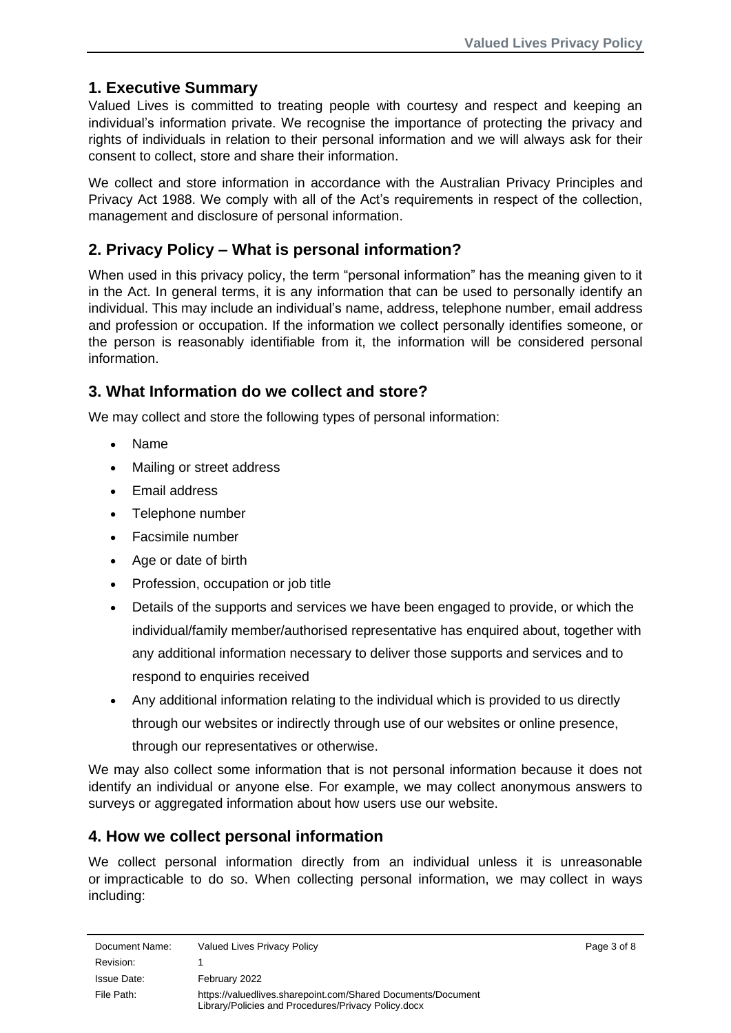## 1. Executive Summary

Valued Lives is committed to treating people with courtesy and respect and keeping an individual's information private. We recognise the importance of protecting the privacy and rights of individuals in relation to their personal information and we will always ask for their consent to collect, store and share their information.

We collect and store information in accordance with the Australian Privacy Principles and Privacy Act 1988. We comply with all of the Act's requirements in respect of the collection, management and disclosure of personal information.

## 2. Privacy Policy – What is personal information?

When used in this privacy policy, the term "personal information" has the meaning given to it in the Act. In general terms, it is any information that can be used to personally identify an individual. This may include an individual's name, address, telephone number, email address and profession or occupation. If the information we collect personally identifies someone, or the person is reasonably identifiable from it, the information will be considered personal information.

## 3. What Information do we collect and store?

We may collect and store the following types of personal information:

- Name
- Mailing or street address
- Email address
- Telephone number
- Facsimile number
- Age or date of birth
- Profession, occupation or job title
- Details of the supports and services we have been engaged to provide, or which the individual/family member/authorised representative has enquired about, together with any additional information necessary to deliver those supports and services and to respond to enquiries received
- Any additional information relating to the individual which is provided to us directly through our websites or indirectly through use of our websites or online presence, through our representatives or otherwise.

We may also collect some information that is not personal information because it does not identify an individual or anyone else. For example, we may collect anonymous answers to surveys or aggregated information about how users use our website.

## 4. How we collect personal information

We collect personal information directly from an individual unless it is unreasonable or impracticable to do so. When collecting personal information, we may collect in ways including: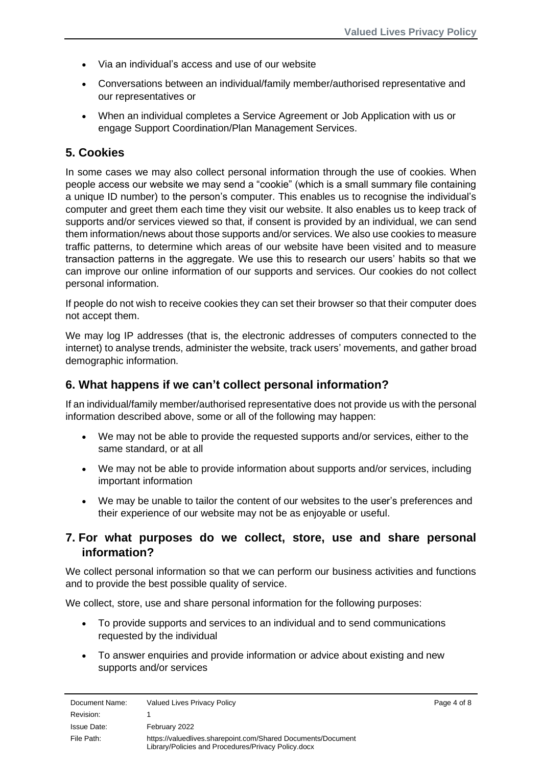- Via an individual's access and use of our website
- Conversations between an individual/family member/authorised representative and our representatives or
- When an individual completes a Service Agreement or Job Application with us or engage Support Coordination/Plan Management Services.

## 5. Cookies

In some cases we may also collect personal information through the use of cookies. When people access our website we may send a "cookie" (which is a small summary file containing a unique ID number) to the person's computer. This enables us to recognise the individual's computer and greet them each time they visit our website. It also enables us to keep track of supports and/or services viewed so that, if consent is provided by an individual, we can send them information/news about those supports and/or services. We also use cookies to measure traffic patterns, to determine which areas of our website have been visited and to measure transaction patterns in the aggregate. We use this to research our users' habits so that we can improve our online information of our supports and services. Our cookies do not collect personal information.

If people do not wish to receive cookies they can set their browser so that their computer does not accept them.

We may log IP addresses (that is, the electronic addresses of computers connected to the internet) to analyse trends, administer the website, track users' movements, and gather broad demographic information.

## 6. What happens if we can't collect personal information?

If an individual/family member/authorised representative does not provide us with the personal information described above, some or all of the following may happen:

- We may not be able to provide the requested supports and/or services, either to the same standard, or at all
- We may not be able to provide information about supports and/or services, including important information
- We may be unable to tailor the content of our websites to the user's preferences and their experience of our website may not be as enjoyable or useful.

## 7. For what purposes do we collect, store, use and share personal information?

We collect personal information so that we can perform our business activities and functions and to provide the best possible quality of service.

We collect, store, use and share personal information for the following purposes:

- To provide supports and services to an individual and to send communications requested by the individual
- To answer enquiries and provide information or advice about existing and new supports and/or services

| Document Name: | Valued Lives Privacy Policy |
| --- | --- |
| Revision: | 1 |
| Issue Date: | February 2022 |
| File Path: | https://valuedlives.sharepoint.com/Shared Documents/Document Library/Policies and Procedures/Privacy Policy.docx |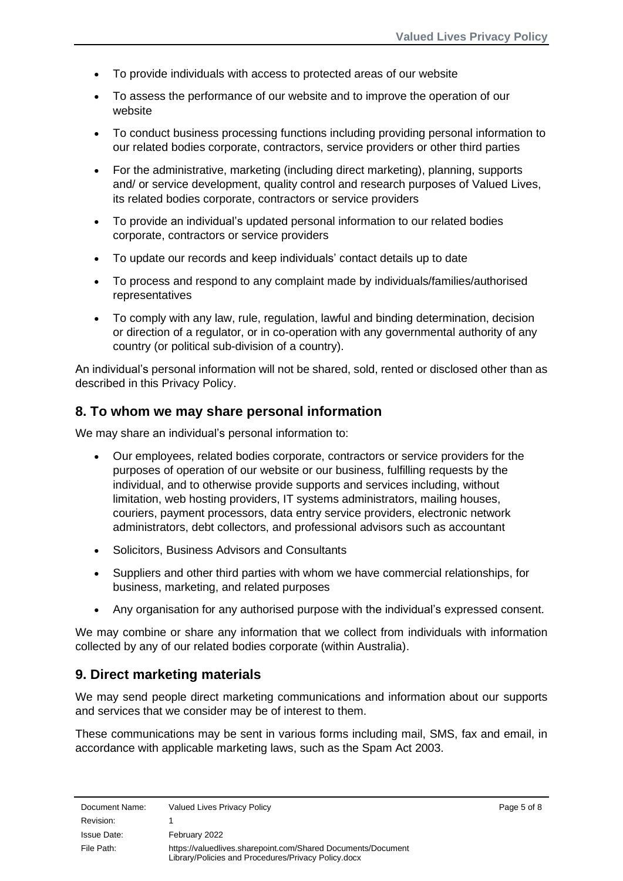- To provide individuals with access to protected areas of our website
- To assess the performance of our website and to improve the operation of our website
- To conduct business processing functions including providing personal information to our related bodies corporate, contractors, service providers or other third parties
- For the administrative, marketing (including direct marketing), planning, supports and/ or service development, quality control and research purposes of Valued Lives, its related bodies corporate, contractors or service providers
- To provide an individual's updated personal information to our related bodies corporate, contractors or service providers
- To update our records and keep individuals' contact details up to date
- To process and respond to any complaint made by individuals/families/authorised representatives
- To comply with any law, rule, regulation, lawful and binding determination, decision or direction of a regulator, or in co-operation with any governmental authority of any country (or political sub-division of a country).

An individual's personal information will not be shared, sold, rented or disclosed other than as described in this Privacy Policy.

## 8. To whom we may share personal information

We may share an individual's personal information to:

- Our employees, related bodies corporate, contractors or service providers for the purposes of operation of our website or our business, fulfilling requests by the individual, and to otherwise provide supports and services including, without limitation, web hosting providers, IT systems administrators, mailing houses, couriers, payment processors, data entry service providers, electronic network administrators, debt collectors, and professional advisors such as accountant
- Solicitors, Business Advisors and Consultants
- Suppliers and other third parties with whom we have commercial relationships, for business, marketing, and related purposes
- Any organisation for any authorised purpose with the individual's expressed consent.

We may combine or share any information that we collect from individuals with information collected by any of our related bodies corporate (within Australia).

## 9. Direct marketing materials

We may send people direct marketing communications and information about our supports and services that we consider may be of interest to them.

These communications may be sent in various forms including mail, SMS, fax and email, in accordance with applicable marketing laws, such as the Spam Act 2003.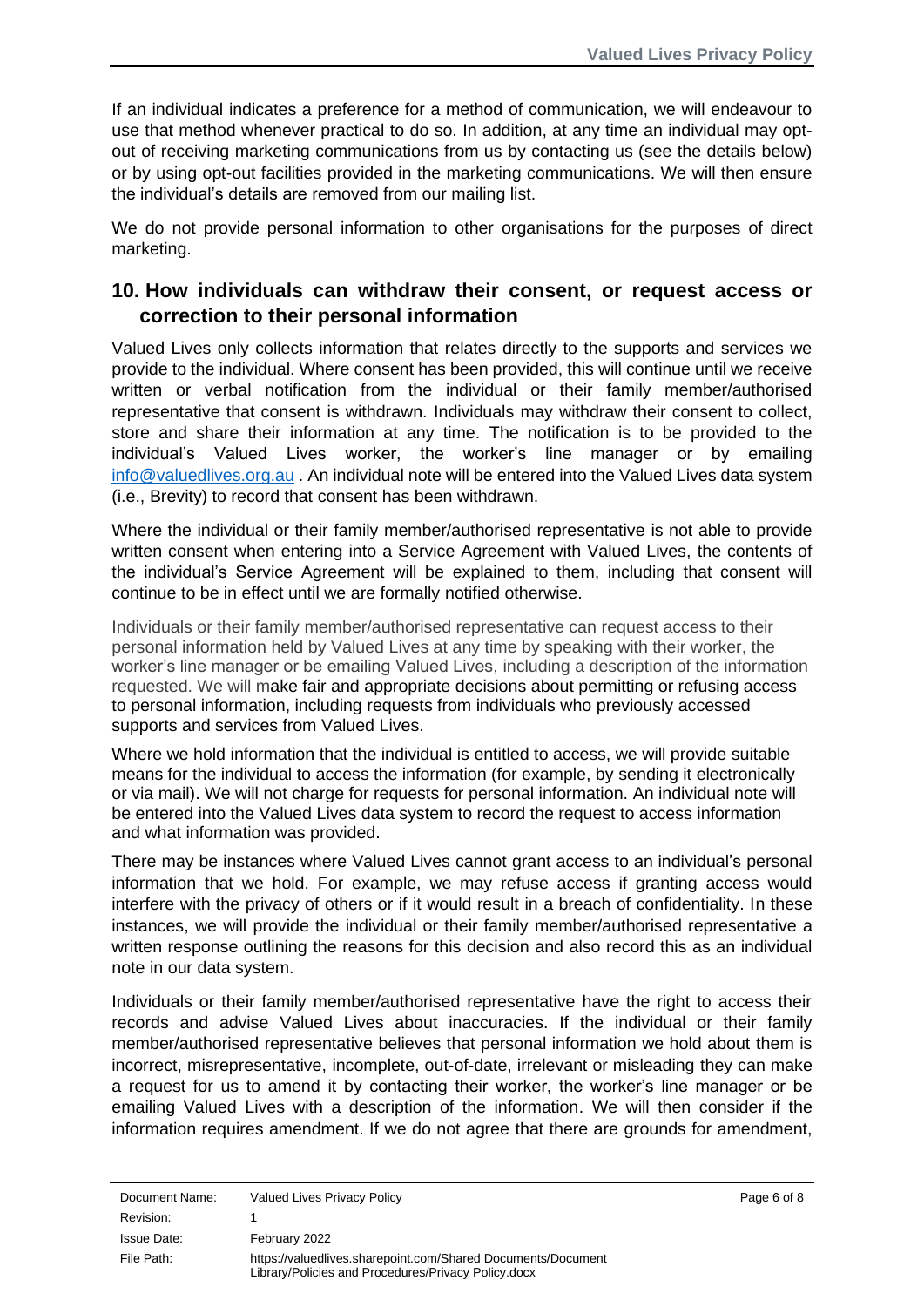If an individual indicates a preference for a method of communication, we will endeavour to use that method whenever practical to do so. In addition, at any time an individual may opt-out of receiving marketing communications from us by contacting us (see the details below) or by using opt-out facilities provided in the marketing communications. We will then ensure the individual's details are removed from our mailing list.

We do not provide personal information to other organisations for the purposes of direct marketing.

## 10. How individuals can withdraw their consent, or request access or correction to their personal information

Valued Lives only collects information that relates directly to the supports and services we provide to the individual. Where consent has been provided, this will continue until we receive written or verbal notification from the individual or their family member/authorised representative that consent is withdrawn. Individuals may withdraw their consent to collect, store and share their information at any time. The notification is to be provided to the individual's Valued Lives worker, the worker's line manager or by emailing info@valuedlives.org.au . An individual note will be entered into the Valued Lives data system (i.e., Brevity) to record that consent has been withdrawn.

Where the individual or their family member/authorised representative is not able to provide written consent when entering into a Service Agreement with Valued Lives, the contents of the individual's Service Agreement will be explained to them, including that consent will continue to be in effect until we are formally notified otherwise.

Individuals or their family member/authorised representative can request access to their personal information held by Valued Lives at any time by speaking with their worker, the worker's line manager or be emailing Valued Lives, including a description of the information requested. We will make fair and appropriate decisions about permitting or refusing access to personal information, including requests from individuals who previously accessed supports and services from Valued Lives.

Where we hold information that the individual is entitled to access, we will provide suitable means for the individual to access the information (for example, by sending it electronically or via mail). We will not charge for requests for personal information. An individual note will be entered into the Valued Lives data system to record the request to access information and what information was provided.

There may be instances where Valued Lives cannot grant access to an individual's personal information that we hold. For example, we may refuse access if granting access would interfere with the privacy of others or if it would result in a breach of confidentiality. In these instances, we will provide the individual or their family member/authorised representative a written response outlining the reasons for this decision and also record this as an individual note in our data system.

Individuals or their family member/authorised representative have the right to access their records and advise Valued Lives about inaccuracies. If the individual or their family member/authorised representative believes that personal information we hold about them is incorrect, misrepresentative, incomplete, out-of-date, irrelevant or misleading they can make a request for us to amend it by contacting their worker, the worker's line manager or be emailing Valued Lives with a description of the information. We will then consider if the information requires amendment. If we do not agree that there are grounds for amendment,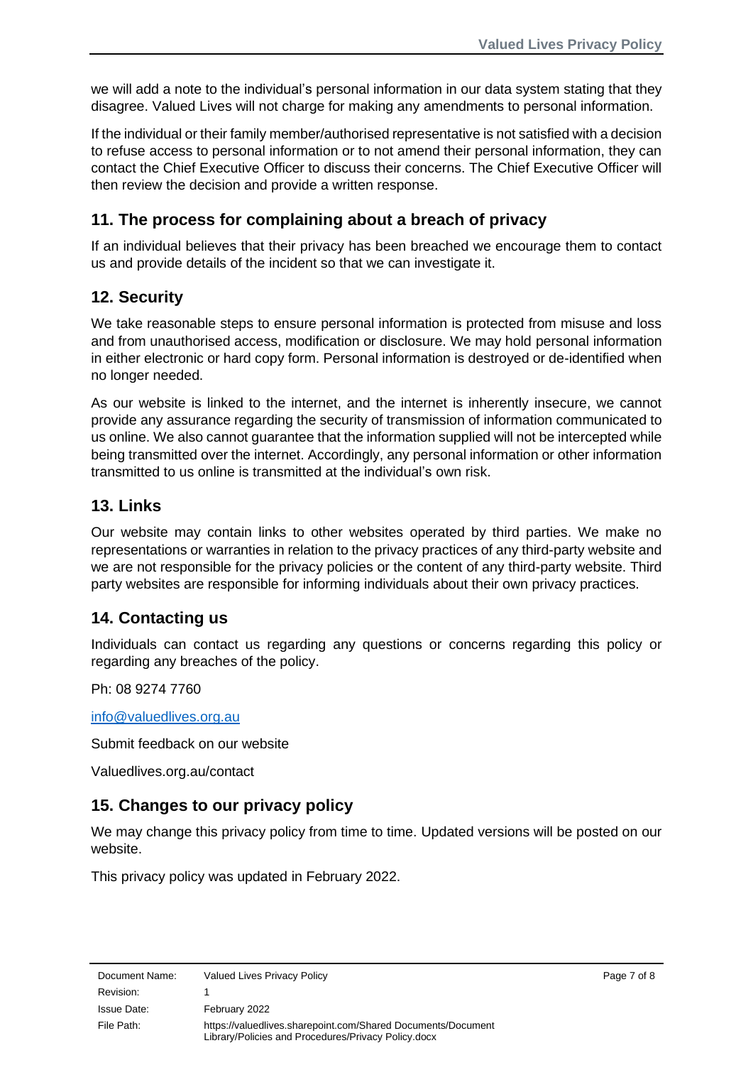we will add a note to the individual's personal information in our data system stating that they disagree. Valued Lives will not charge for making any amendments to personal information.

If the individual or their family member/authorised representative is not satisfied with a decision to refuse access to personal information or to not amend their personal information, they can contact the Chief Executive Officer to discuss their concerns. The Chief Executive Officer will then review the decision and provide a written response.

## 11. The process for complaining about a breach of privacy

If an individual believes that their privacy has been breached we encourage them to contact us and provide details of the incident so that we can investigate it.

## 12. Security

We take reasonable steps to ensure personal information is protected from misuse and loss and from unauthorised access, modification or disclosure. We may hold personal information in either electronic or hard copy form. Personal information is destroyed or de-identified when no longer needed.

As our website is linked to the internet, and the internet is inherently insecure, we cannot provide any assurance regarding the security of transmission of information communicated to us online. We also cannot guarantee that the information supplied will not be intercepted while being transmitted over the internet. Accordingly, any personal information or other information transmitted to us online is transmitted at the individual's own risk.

## 13. Links

Our website may contain links to other websites operated by third parties. We make no representations or warranties in relation to the privacy practices of any third-party website and we are not responsible for the privacy policies or the content of any third-party website. Third party websites are responsible for informing individuals about their own privacy practices.

## 14. Contacting us

Individuals can contact us regarding any questions or concerns regarding this policy or regarding any breaches of the policy.

Ph: 08 9274 7760

info@valuedlives.org.au

Submit feedback on our website

Valuedlives.org.au/contact

## 15. Changes to our privacy policy

We may change this privacy policy from time to time. Updated versions will be posted on our website.

This privacy policy was updated in February 2022.

| | |
|---|---|
| Document Name: | Valued Lives Privacy Policy |
| Revision: | 1 |
| Issue Date: | February 2022 |
| File Path: | https://valuedlives.sharepoint.com/Shared Documents/Document Library/Policies and Procedures/Privacy Policy.docx |